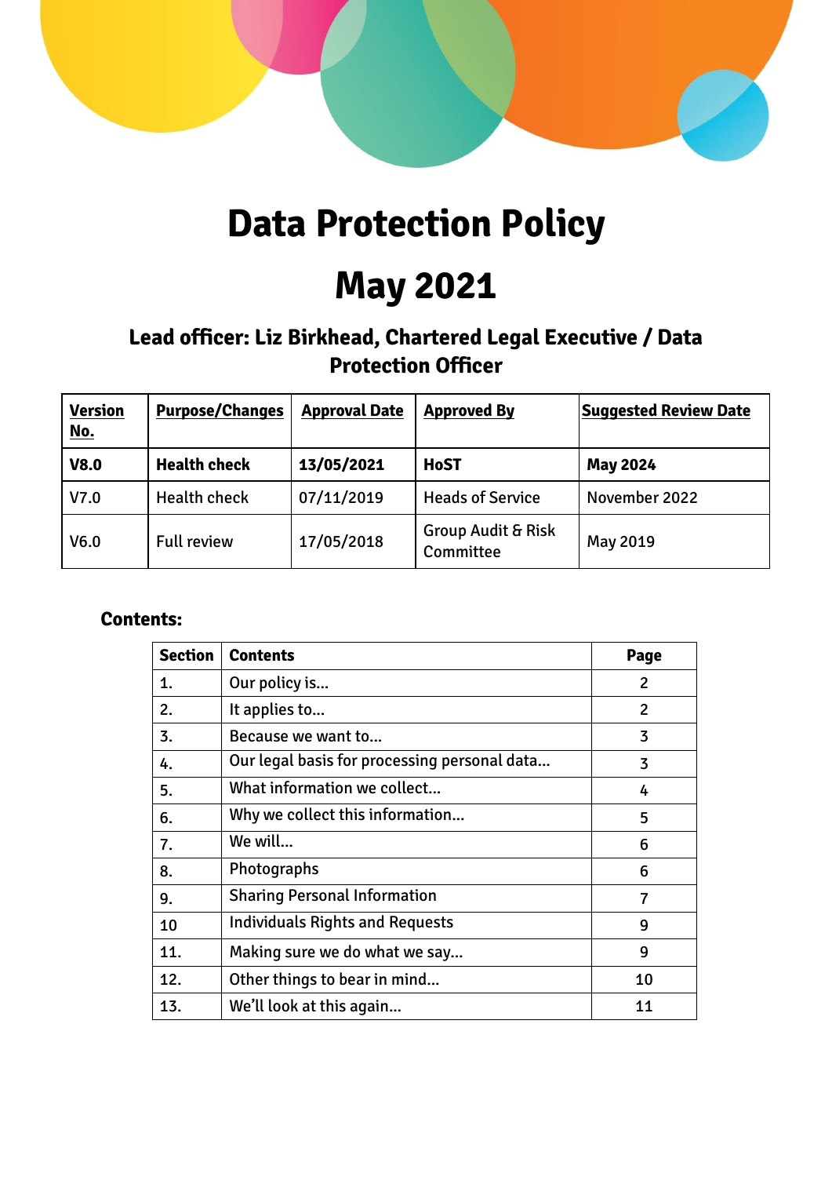# Data Protection Policy

# May 2021

### Lead officer: Liz Birkhead, Chartered Legal Executive / Data Protection Officer

| Version No. | Purpose/Changes | Approval Date | Approved By | Suggested Review Date |
|---|---|---|---|---|
| **V8.0** | **Health check** | **13/05/2021** | **HoST** | **May 2024** |
| V7.0 | Health check | 07/11/2019 | Heads of Service | November 2022 |
| V6.0 | Full review | 17/05/2018 | Group Audit & Risk Committee | May 2019 |

**Contents:**

| Section | Contents | Page |
|---|---|---|
| 1. | Our policy is... | 2 |
| 2. | It applies to... | 2 |
| 3. | Because we want to... | 3 |
| 4. | Our legal basis for processing personal data... | 3 |
| 5. | What information we collect... | 4 |
| 6. | Why we collect this information... | 5 |
| 7. | We will... | 6 |
| 8. | Photographs | 6 |
| 9. | Sharing Personal Information | 7 |
| 10 | Individuals Rights and Requests | 9 |
| 11. | Making sure we do what we say... | 9 |
| 12. | Other things to bear in mind... | 10 |
| 13. | We'll look at this again... | 11 |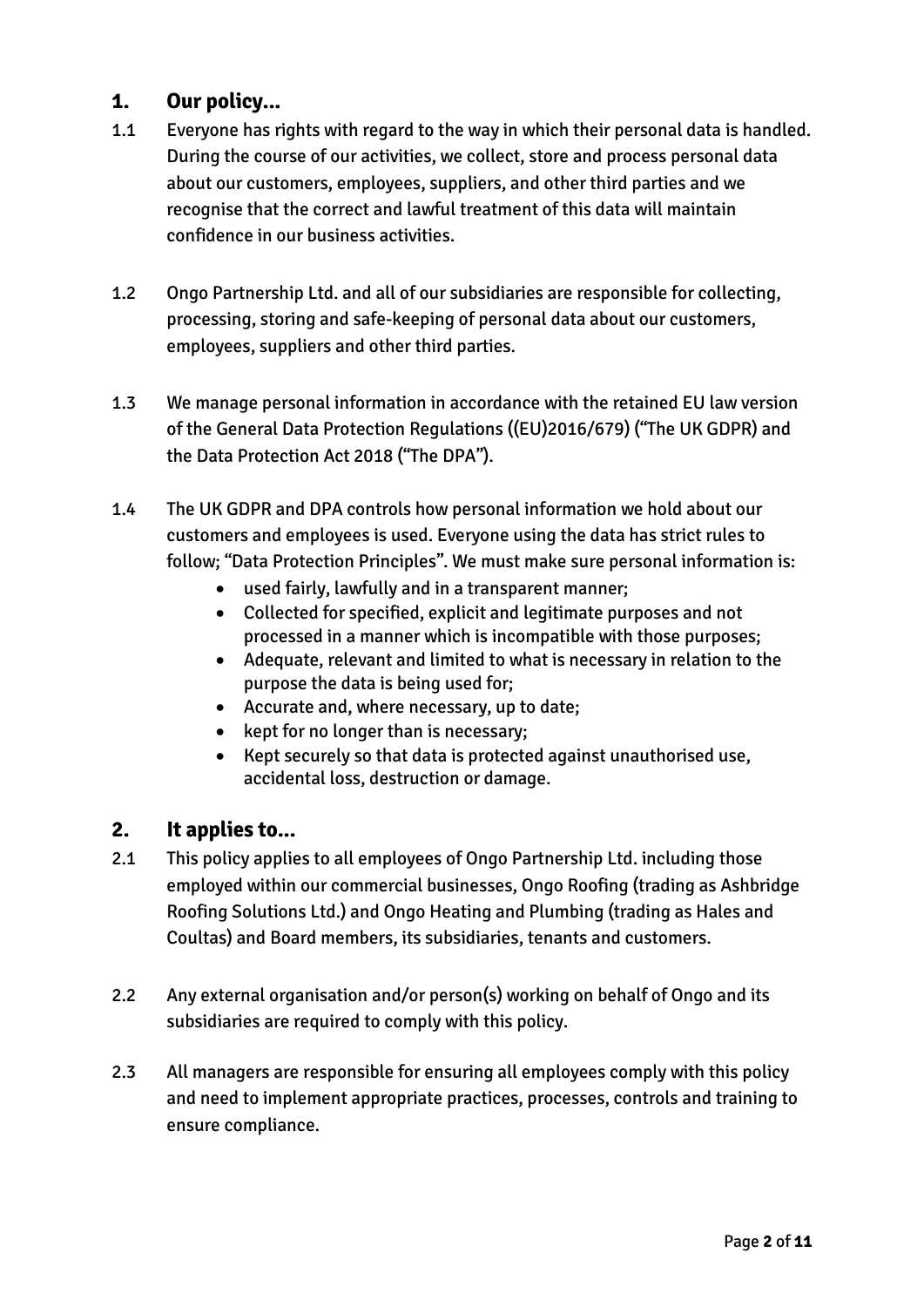## 1. Our policy…

1.1 Everyone has rights with regard to the way in which their personal data is handled. During the course of our activities, we collect, store and process personal data about our customers, employees, suppliers, and other third parties and we recognise that the correct and lawful treatment of this data will maintain confidence in our business activities.

1.2 Ongo Partnership Ltd. and all of our subsidiaries are responsible for collecting, processing, storing and safe-keeping of personal data about our customers, employees, suppliers and other third parties.

1.3 We manage personal information in accordance with the retained EU law version of the General Data Protection Regulations ((EU)2016/679) ("The UK GDPR) and the Data Protection Act 2018 ("The DPA").

1.4 The UK GDPR and DPA controls how personal information we hold about our customers and employees is used. Everyone using the data has strict rules to follow; "Data Protection Principles". We must make sure personal information is:

- used fairly, lawfully and in a transparent manner;
- Collected for specified, explicit and legitimate purposes and not processed in a manner which is incompatible with those purposes;
- Adequate, relevant and limited to what is necessary in relation to the purpose the data is being used for;
- Accurate and, where necessary, up to date;
- kept for no longer than is necessary;
- Kept securely so that data is protected against unauthorised use, accidental loss, destruction or damage.

## 2. It applies to…

2.1 This policy applies to all employees of Ongo Partnership Ltd. including those employed within our commercial businesses, Ongo Roofing (trading as Ashbridge Roofing Solutions Ltd.) and Ongo Heating and Plumbing (trading as Hales and Coultas) and Board members, its subsidiaries, tenants and customers.

2.2 Any external organisation and/or person(s) working on behalf of Ongo and its subsidiaries are required to comply with this policy.

2.3 All managers are responsible for ensuring all employees comply with this policy and need to implement appropriate practices, processes, controls and training to ensure compliance.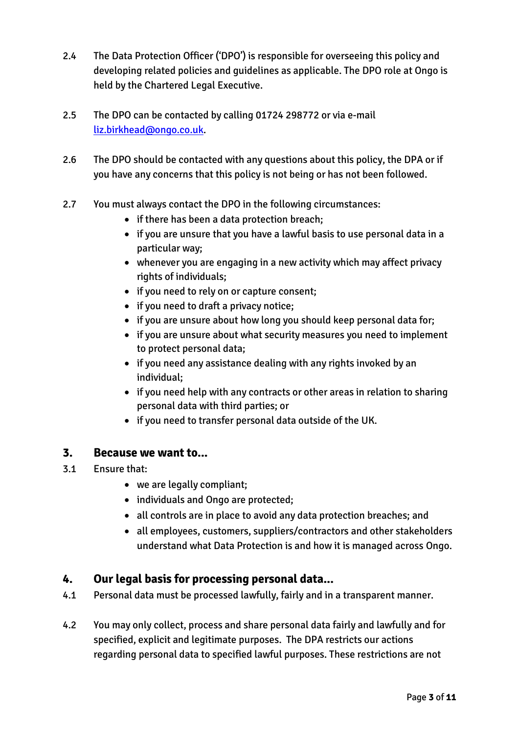2.4 The Data Protection Officer ('DPO') is responsible for overseeing this policy and developing related policies and guidelines as applicable. The DPO role at Ongo is held by the Chartered Legal Executive.

2.5 The DPO can be contacted by calling 01724 298772 or via e-mail [liz.birkhead@ongo.co.uk](mailto:liz.birkhead@ongo.co.uk).

2.6 The DPO should be contacted with any questions about this policy, the DPA or if you have any concerns that this policy is not being or has not been followed.

2.7 You must always contact the DPO in the following circumstances:

- if there has been a data protection breach;
- if you are unsure that you have a lawful basis to use personal data in a particular way;
- whenever you are engaging in a new activity which may affect privacy rights of individuals;
- if you need to rely on or capture consent;
- if you need to draft a privacy notice;
- if you are unsure about how long you should keep personal data for;
- if you are unsure about what security measures you need to implement to protect personal data;
- if you need any assistance dealing with any rights invoked by an individual;
- if you need help with any contracts or other areas in relation to sharing personal data with third parties; or
- if you need to transfer personal data outside of the UK.

## 3. Because we want to...

3.1 Ensure that:

- we are legally compliant;
- individuals and Ongo are protected;
- all controls are in place to avoid any data protection breaches; and
- all employees, customers, suppliers/contractors and other stakeholders understand what Data Protection is and how it is managed across Ongo.

## 4. Our legal basis for processing personal data...

4.1 Personal data must be processed lawfully, fairly and in a transparent manner.

4.2 You may only collect, process and share personal data fairly and lawfully and for specified, explicit and legitimate purposes. The DPA restricts our actions regarding personal data to specified lawful purposes. These restrictions are not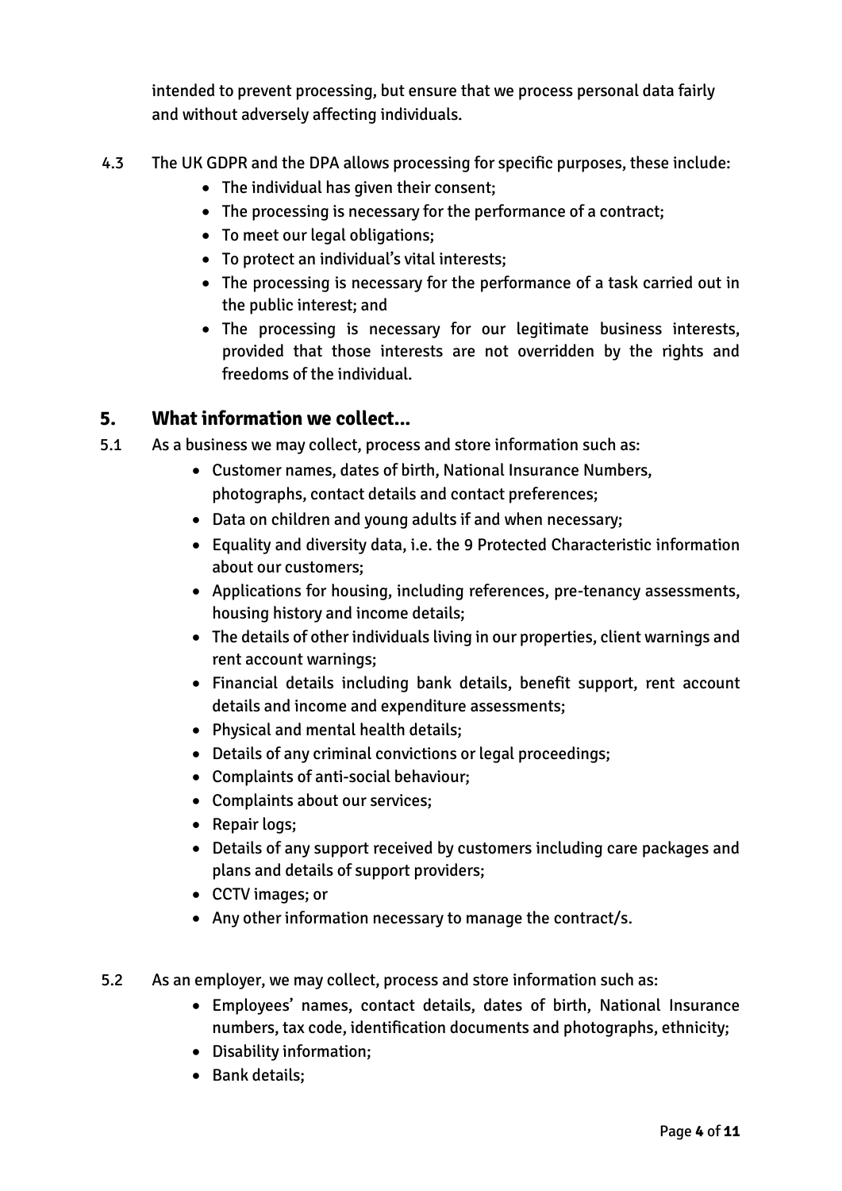intended to prevent processing, but ensure that we process personal data fairly and without adversely affecting individuals.

4.3 The UK GDPR and the DPA allows processing for specific purposes, these include:

- The individual has given their consent;
- The processing is necessary for the performance of a contract;
- To meet our legal obligations;
- To protect an individual's vital interests;
- The processing is necessary for the performance of a task carried out in the public interest; and
- The processing is necessary for our legitimate business interests, provided that those interests are not overridden by the rights and freedoms of the individual.

## 5. What information we collect…

5.1 As a business we may collect, process and store information such as:

- Customer names, dates of birth, National Insurance Numbers, photographs, contact details and contact preferences;
- Data on children and young adults if and when necessary;
- Equality and diversity data, i.e. the 9 Protected Characteristic information about our customers;
- Applications for housing, including references, pre-tenancy assessments, housing history and income details;
- The details of other individuals living in our properties, client warnings and rent account warnings;
- Financial details including bank details, benefit support, rent account details and income and expenditure assessments;
- Physical and mental health details;
- Details of any criminal convictions or legal proceedings;
- Complaints of anti-social behaviour;
- Complaints about our services;
- Repair logs;
- Details of any support received by customers including care packages and plans and details of support providers;
- CCTV images; or
- Any other information necessary to manage the contract/s.

5.2 As an employer, we may collect, process and store information such as:

- Employees' names, contact details, dates of birth, National Insurance numbers, tax code, identification documents and photographs, ethnicity;
- Disability information;
- Bank details;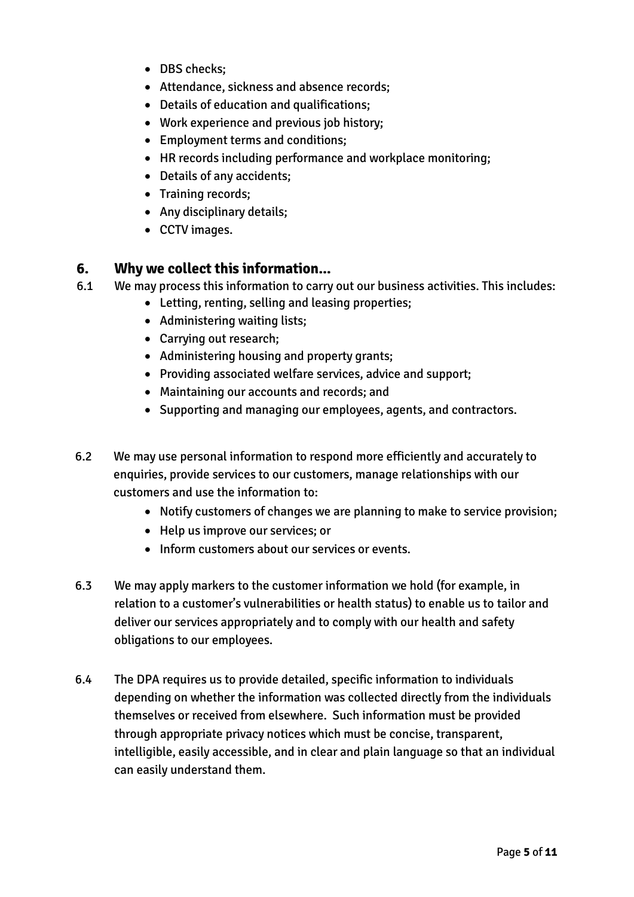- DBS checks;
- Attendance, sickness and absence records;
- Details of education and qualifications;
- Work experience and previous job history;
- Employment terms and conditions;
- HR records including performance and workplace monitoring;
- Details of any accidents;
- Training records;
- Any disciplinary details;
- CCTV images.

## 6. Why we collect this information…

6.1 We may process this information to carry out our business activities. This includes:

- Letting, renting, selling and leasing properties;
- Administering waiting lists;
- Carrying out research;
- Administering housing and property grants;
- Providing associated welfare services, advice and support;
- Maintaining our accounts and records; and
- Supporting and managing our employees, agents, and contractors.

6.2 We may use personal information to respond more efficiently and accurately to enquiries, provide services to our customers, manage relationships with our customers and use the information to:

- Notify customers of changes we are planning to make to service provision;
- Help us improve our services; or
- Inform customers about our services or events.

6.3 We may apply markers to the customer information we hold (for example, in relation to a customer's vulnerabilities or health status) to enable us to tailor and deliver our services appropriately and to comply with our health and safety obligations to our employees.

6.4 The DPA requires us to provide detailed, specific information to individuals depending on whether the information was collected directly from the individuals themselves or received from elsewhere. Such information must be provided through appropriate privacy notices which must be concise, transparent, intelligible, easily accessible, and in clear and plain language so that an individual can easily understand them.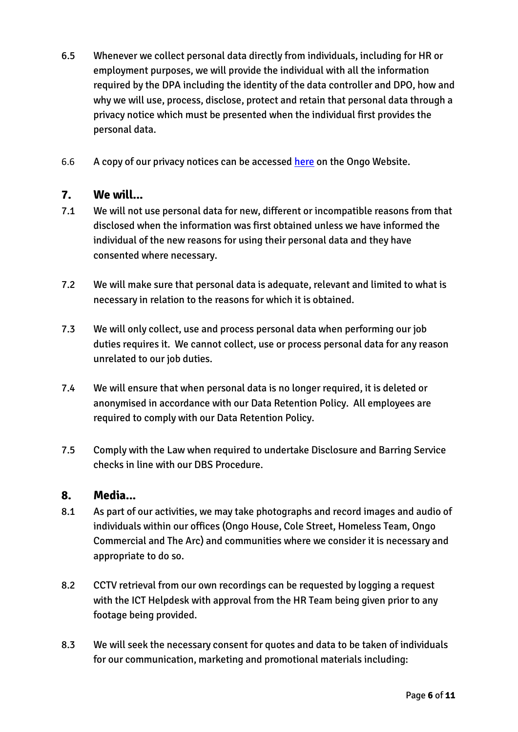6.5 Whenever we collect personal data directly from individuals, including for HR or employment purposes, we will provide the individual with all the information required by the DPA including the identity of the data controller and DPO, how and why we will use, process, disclose, protect and retain that personal data through a privacy notice which must be presented when the individual first provides the personal data.

6.6 A copy of our privacy notices can be accessed [here]() on the Ongo Website.

## 7. We will…

7.1 We will not use personal data for new, different or incompatible reasons from that disclosed when the information was first obtained unless we have informed the individual of the new reasons for using their personal data and they have consented where necessary.

7.2 We will make sure that personal data is adequate, relevant and limited to what is necessary in relation to the reasons for which it is obtained.

7.3 We will only collect, use and process personal data when performing our job duties requires it. We cannot collect, use or process personal data for any reason unrelated to our job duties.

7.4 We will ensure that when personal data is no longer required, it is deleted or anonymised in accordance with our Data Retention Policy. All employees are required to comply with our Data Retention Policy.

7.5 Comply with the Law when required to undertake Disclosure and Barring Service checks in line with our DBS Procedure.

## 8. Media…

8.1 As part of our activities, we may take photographs and record images and audio of individuals within our offices (Ongo House, Cole Street, Homeless Team, Ongo Commercial and The Arc) and communities where we consider it is necessary and appropriate to do so.

8.2 CCTV retrieval from our own recordings can be requested by logging a request with the ICT Helpdesk with approval from the HR Team being given prior to any footage being provided.

8.3 We will seek the necessary consent for quotes and data to be taken of individuals for our communication, marketing and promotional materials including: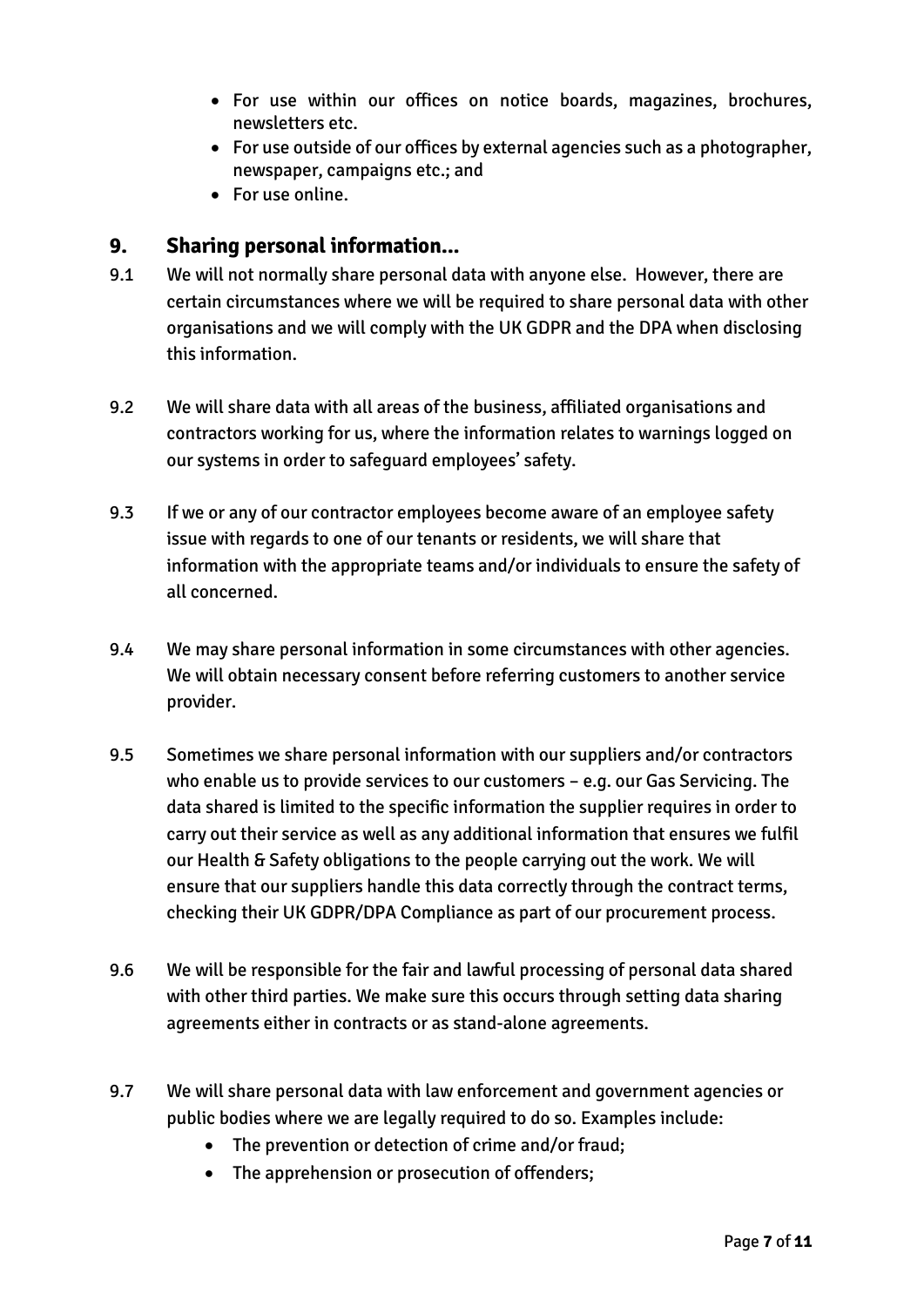- For use within our offices on notice boards, magazines, brochures, newsletters etc.
- For use outside of our offices by external agencies such as a photographer, newspaper, campaigns etc.; and
- For use online.

## 9. Sharing personal information...

9.1 We will not normally share personal data with anyone else. However, there are certain circumstances where we will be required to share personal data with other organisations and we will comply with the UK GDPR and the DPA when disclosing this information.

9.2 We will share data with all areas of the business, affiliated organisations and contractors working for us, where the information relates to warnings logged on our systems in order to safeguard employees' safety.

9.3 If we or any of our contractor employees become aware of an employee safety issue with regards to one of our tenants or residents, we will share that information with the appropriate teams and/or individuals to ensure the safety of all concerned.

9.4 We may share personal information in some circumstances with other agencies. We will obtain necessary consent before referring customers to another service provider.

9.5 Sometimes we share personal information with our suppliers and/or contractors who enable us to provide services to our customers – e.g. our Gas Servicing. The data shared is limited to the specific information the supplier requires in order to carry out their service as well as any additional information that ensures we fulfil our Health & Safety obligations to the people carrying out the work. We will ensure that our suppliers handle this data correctly through the contract terms, checking their UK GDPR/DPA Compliance as part of our procurement process.

9.6 We will be responsible for the fair and lawful processing of personal data shared with other third parties. We make sure this occurs through setting data sharing agreements either in contracts or as stand-alone agreements.

9.7 We will share personal data with law enforcement and government agencies or public bodies where we are legally required to do so. Examples include:

- The prevention or detection of crime and/or fraud;
- The apprehension or prosecution of offenders;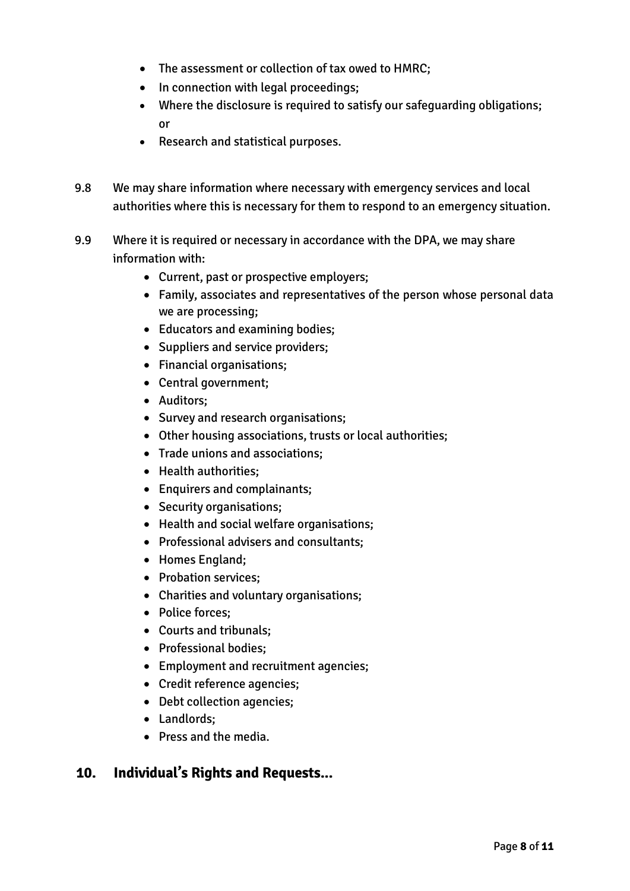- The assessment or collection of tax owed to HMRC;
- In connection with legal proceedings;
- Where the disclosure is required to satisfy our safeguarding obligations; or
- Research and statistical purposes.

9.8 We may share information where necessary with emergency services and local authorities where this is necessary for them to respond to an emergency situation.

9.9 Where it is required or necessary in accordance with the DPA, we may share information with:

- Current, past or prospective employers;
- Family, associates and representatives of the person whose personal data we are processing;
- Educators and examining bodies;
- Suppliers and service providers;
- Financial organisations;
- Central government;
- Auditors;
- Survey and research organisations;
- Other housing associations, trusts or local authorities;
- Trade unions and associations;
- Health authorities;
- Enquirers and complainants;
- Security organisations;
- Health and social welfare organisations;
- Professional advisers and consultants;
- Homes England;
- Probation services;
- Charities and voluntary organisations;
- Police forces;
- Courts and tribunals;
- Professional bodies;
- Employment and recruitment agencies;
- Credit reference agencies;
- Debt collection agencies;
- Landlords;
- Press and the media.

## 10. Individual's Rights and Requests...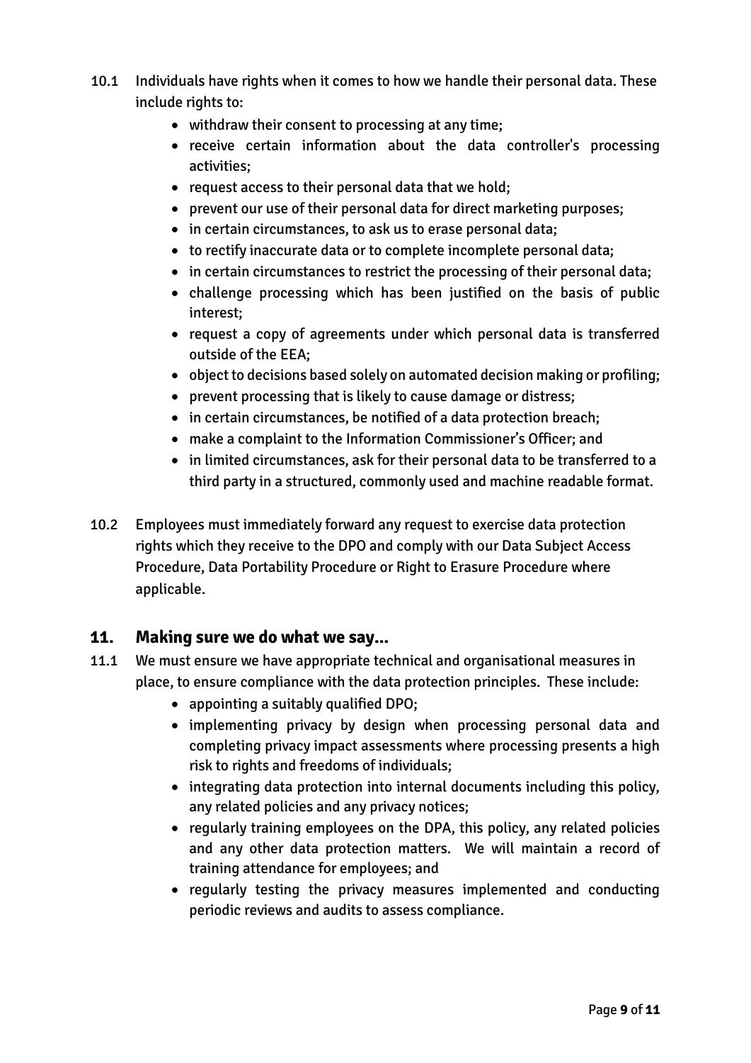10.1 Individuals have rights when it comes to how we handle their personal data. These include rights to:

- withdraw their consent to processing at any time;
- receive certain information about the data controller's processing activities;
- request access to their personal data that we hold;
- prevent our use of their personal data for direct marketing purposes;
- in certain circumstances, to ask us to erase personal data;
- to rectify inaccurate data or to complete incomplete personal data;
- in certain circumstances to restrict the processing of their personal data;
- challenge processing which has been justified on the basis of public interest;
- request a copy of agreements under which personal data is transferred outside of the EEA;
- object to decisions based solely on automated decision making or profiling;
- prevent processing that is likely to cause damage or distress;
- in certain circumstances, be notified of a data protection breach;
- make a complaint to the Information Commissioner's Officer; and
- in limited circumstances, ask for their personal data to be transferred to a third party in a structured, commonly used and machine readable format.

10.2 Employees must immediately forward any request to exercise data protection rights which they receive to the DPO and comply with our Data Subject Access Procedure, Data Portability Procedure or Right to Erasure Procedure where applicable.

## 11. Making sure we do what we say...

11.1 We must ensure we have appropriate technical and organisational measures in place, to ensure compliance with the data protection principles. These include:

- appointing a suitably qualified DPO;
- implementing privacy by design when processing personal data and completing privacy impact assessments where processing presents a high risk to rights and freedoms of individuals;
- integrating data protection into internal documents including this policy, any related policies and any privacy notices;
- regularly training employees on the DPA, this policy, any related policies and any other data protection matters. We will maintain a record of training attendance for employees; and
- regularly testing the privacy measures implemented and conducting periodic reviews and audits to assess compliance.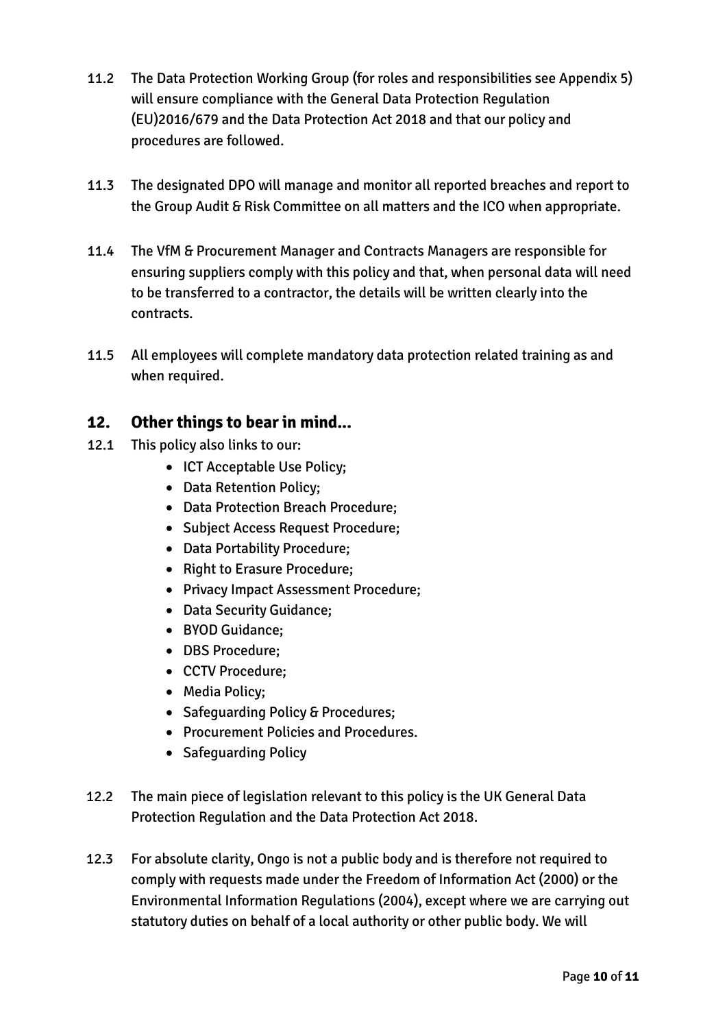11.2 The Data Protection Working Group (for roles and responsibilities see Appendix 5) will ensure compliance with the General Data Protection Regulation (EU)2016/679 and the Data Protection Act 2018 and that our policy and procedures are followed.

11.3 The designated DPO will manage and monitor all reported breaches and report to the Group Audit & Risk Committee on all matters and the ICO when appropriate.

11.4 The VfM & Procurement Manager and Contracts Managers are responsible for ensuring suppliers comply with this policy and that, when personal data will need to be transferred to a contractor, the details will be written clearly into the contracts.

11.5 All employees will complete mandatory data protection related training as and when required.

## 12. Other things to bear in mind...

12.1 This policy also links to our:

- ICT Acceptable Use Policy;
- Data Retention Policy;
- Data Protection Breach Procedure;
- Subject Access Request Procedure;
- Data Portability Procedure;
- Right to Erasure Procedure;
- Privacy Impact Assessment Procedure;
- Data Security Guidance;
- BYOD Guidance;
- DBS Procedure;
- CCTV Procedure;
- Media Policy;
- Safeguarding Policy & Procedures;
- Procurement Policies and Procedures.
- Safeguarding Policy

12.2 The main piece of legislation relevant to this policy is the UK General Data Protection Regulation and the Data Protection Act 2018.

12.3 For absolute clarity, Ongo is not a public body and is therefore not required to comply with requests made under the Freedom of Information Act (2000) or the Environmental Information Regulations (2004), except where we are carrying out statutory duties on behalf of a local authority or other public body. We will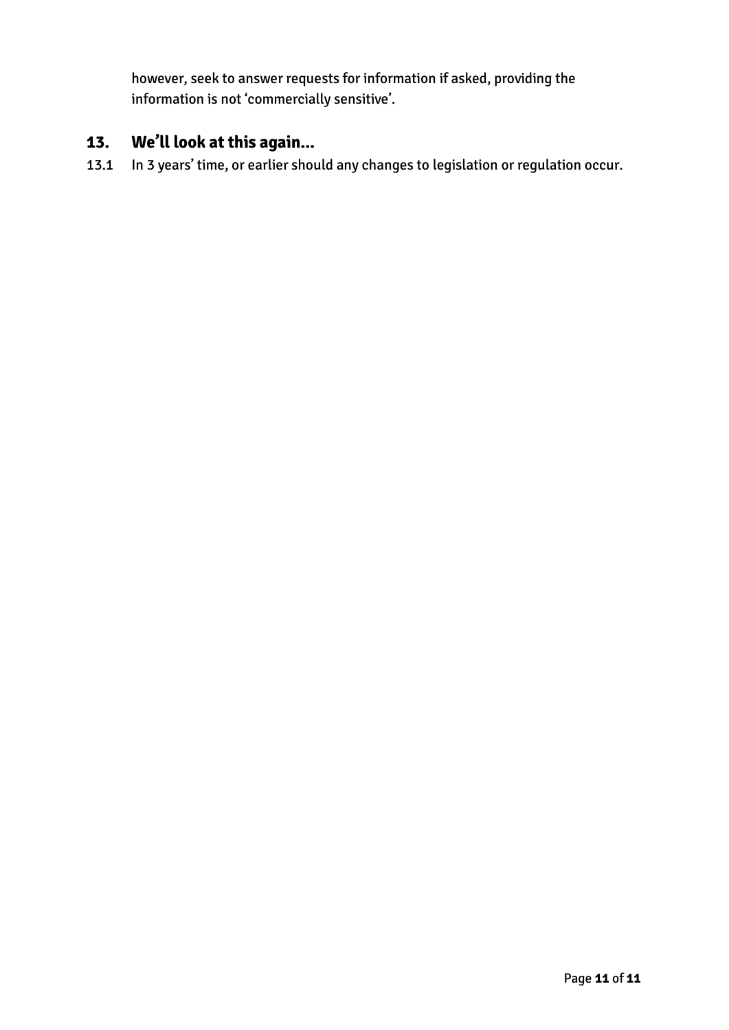however, seek to answer requests for information if asked, providing the information is not 'commercially sensitive'.

## 13. We'll look at this again...

13.1 In 3 years' time, or earlier should any changes to legislation or regulation occur.